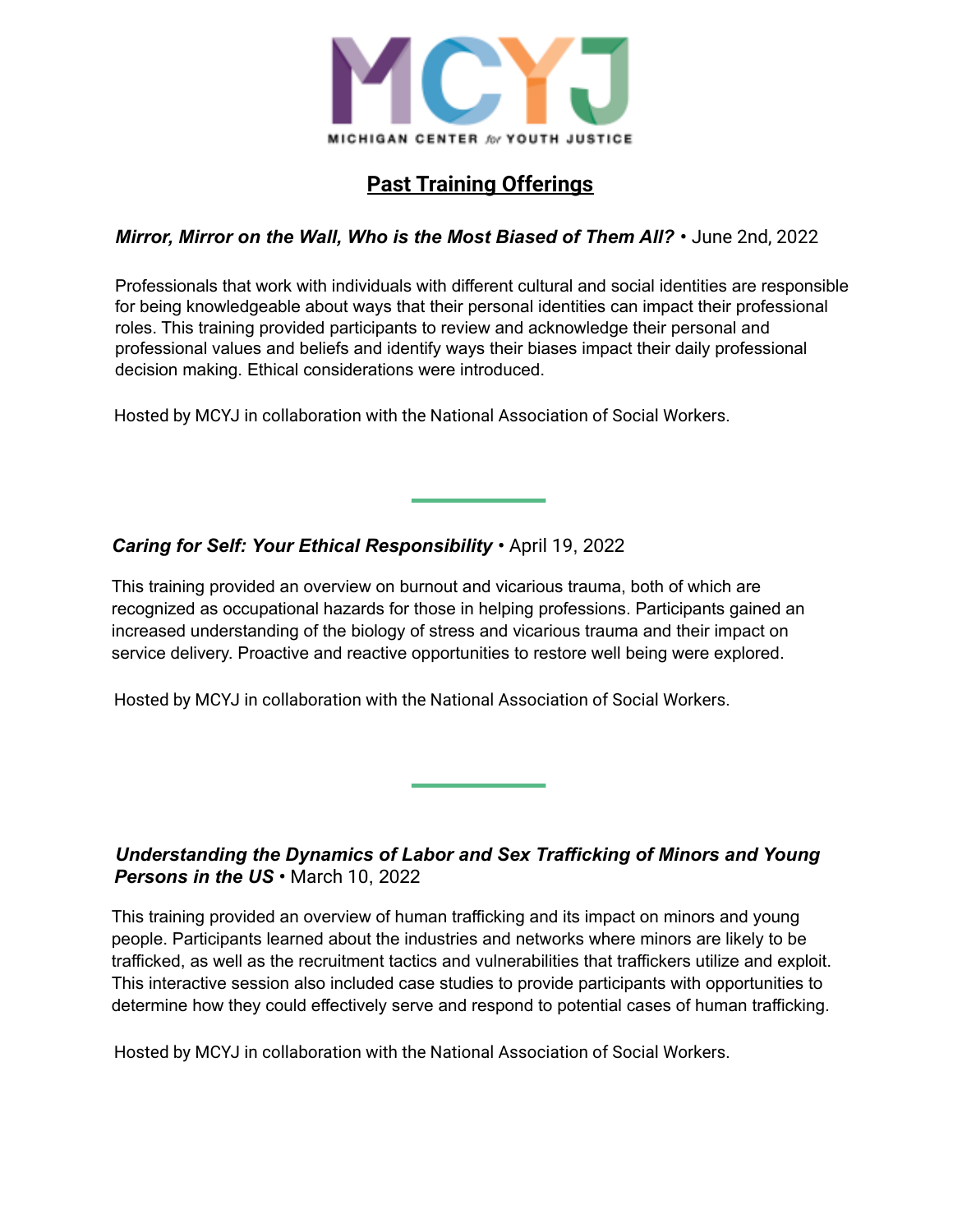MCYJ

MICHIGAN CENTER *for* YOUTH JUSTICE

# Past Training Offerings

***Mirror, Mirror on the Wall, Who is the Most Biased of Them All?*** • June 2nd, 2022

Professionals that work with individuals with different cultural and social identities are responsible for being knowledgeable about ways that their personal identities can impact their professional roles. This training provided participants to review and acknowledge their personal and professional values and beliefs and identify ways their biases impact their daily professional decision making. Ethical considerations were introduced.

Hosted by MCYJ in collaboration with the National Association of Social Workers.

---

***Caring for Self: Your Ethical Responsibility*** • April 19, 2022

This training provided an overview on burnout and vicarious trauma, both of which are recognized as occupational hazards for those in helping professions. Participants gained an increased understanding of the biology of stress and vicarious trauma and their impact on service delivery. Proactive and reactive opportunities to restore well being were explored.

Hosted by MCYJ in collaboration with the National Association of Social Workers.

---

***Understanding the Dynamics of Labor and Sex Trafficking of Minors and Young Persons in the US*** • March 10, 2022

This training provided an overview of human trafficking and its impact on minors and young people. Participants learned about the industries and networks where minors are likely to be trafficked, as well as the recruitment tactics and vulnerabilities that traffickers utilize and exploit. This interactive session also included case studies to provide participants with opportunities to determine how they could effectively serve and respond to potential cases of human trafficking.

Hosted by MCYJ in collaboration with the National Association of Social Workers.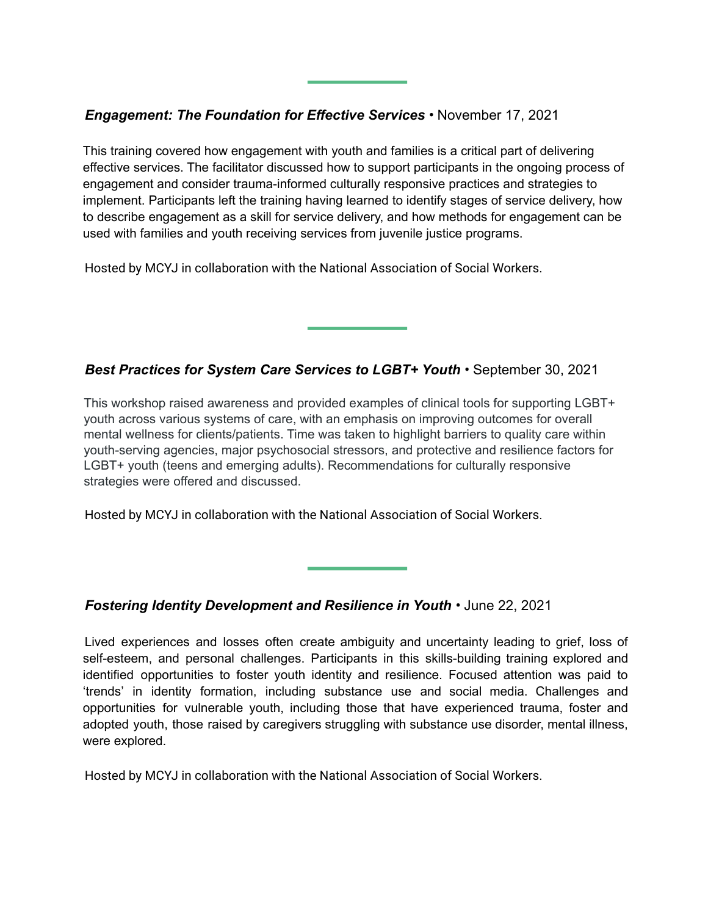---

***Engagement: The Foundation for Effective Services*** • November 17, 2021

This training covered how engagement with youth and families is a critical part of delivering effective services. The facilitator discussed how to support participants in the ongoing process of engagement and consider trauma-informed culturally responsive practices and strategies to implement. Participants left the training having learned to identify stages of service delivery, how to describe engagement as a skill for service delivery, and how methods for engagement can be used with families and youth receiving services from juvenile justice programs.

Hosted by MCYJ in collaboration with the National Association of Social Workers.

---

***Best Practices for System Care Services to LGBT+ Youth*** • September 30, 2021

This workshop raised awareness and provided examples of clinical tools for supporting LGBT+ youth across various systems of care, with an emphasis on improving outcomes for overall mental wellness for clients/patients. Time was taken to highlight barriers to quality care within youth-serving agencies, major psychosocial stressors, and protective and resilience factors for LGBT+ youth (teens and emerging adults). Recommendations for culturally responsive strategies were offered and discussed.

Hosted by MCYJ in collaboration with the National Association of Social Workers.

---

***Fostering Identity Development and Resilience in Youth*** • June 22, 2021

Lived experiences and losses often create ambiguity and uncertainty leading to grief, loss of self-esteem, and personal challenges. Participants in this skills-building training explored and identified opportunities to foster youth identity and resilience. Focused attention was paid to 'trends' in identity formation, including substance use and social media. Challenges and opportunities for vulnerable youth, including those that have experienced trauma, foster and adopted youth, those raised by caregivers struggling with substance use disorder, mental illness, were explored.

Hosted by MCYJ in collaboration with the National Association of Social Workers.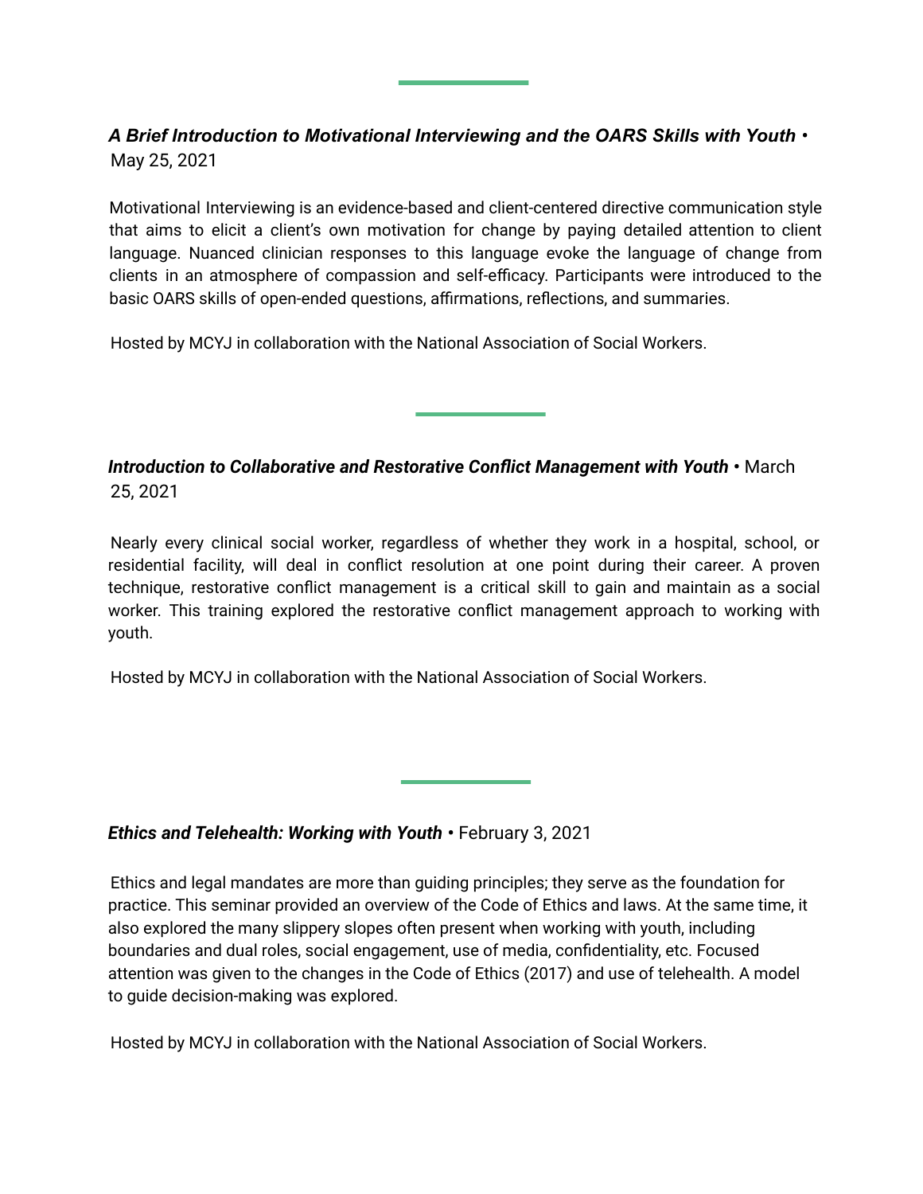---

***A Brief Introduction to Motivational Interviewing and the OARS Skills with Youth*** • May 25, 2021

Motivational Interviewing is an evidence-based and client-centered directive communication style that aims to elicit a client's own motivation for change by paying detailed attention to client language. Nuanced clinician responses to this language evoke the language of change from clients in an atmosphere of compassion and self-efficacy. Participants were introduced to the basic OARS skills of open-ended questions, affirmations, reflections, and summaries.

Hosted by MCYJ in collaboration with the National Association of Social Workers.

---

***Introduction to Collaborative and Restorative Conflict Management with Youth*** • March 25, 2021

Nearly every clinical social worker, regardless of whether they work in a hospital, school, or residential facility, will deal in conflict resolution at one point during their career. A proven technique, restorative conflict management is a critical skill to gain and maintain as a social worker. This training explored the restorative conflict management approach to working with youth.

Hosted by MCYJ in collaboration with the National Association of Social Workers.

---

***Ethics and Telehealth: Working with Youth*** • February 3, 2021

Ethics and legal mandates are more than guiding principles; they serve as the foundation for practice. This seminar provided an overview of the Code of Ethics and laws. At the same time, it also explored the many slippery slopes often present when working with youth, including boundaries and dual roles, social engagement, use of media, confidentiality, etc. Focused attention was given to the changes in the Code of Ethics (2017) and use of telehealth. A model to guide decision-making was explored.

Hosted by MCYJ in collaboration with the National Association of Social Workers.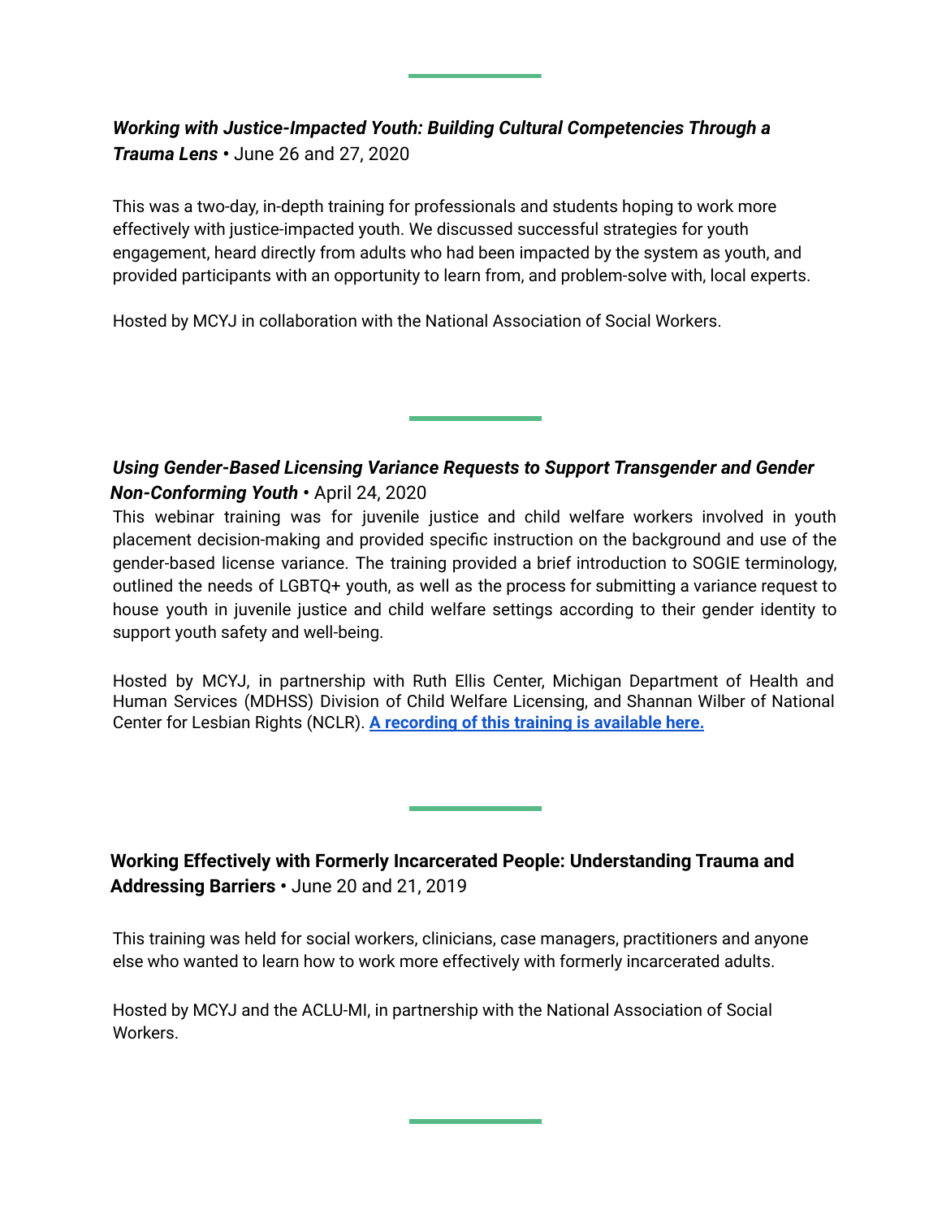---

***Working with Justice-Impacted Youth: Building Cultural Competencies Through a Trauma Lens*** • June 26 and 27, 2020

This was a two-day, in-depth training for professionals and students hoping to work more effectively with justice-impacted youth. We discussed successful strategies for youth engagement, heard directly from adults who had been impacted by the system as youth, and provided participants with an opportunity to learn from, and problem-solve with, local experts.

Hosted by MCYJ in collaboration with the National Association of Social Workers.

---

***Using Gender-Based Licensing Variance Requests to Support Transgender and Gender Non-Conforming Youth*** • April 24, 2020

This webinar training was for juvenile justice and child welfare workers involved in youth placement decision-making and provided specific instruction on the background and use of the gender-based license variance. The training provided a brief introduction to SOGIE terminology, outlined the needs of LGBTQ+ youth, as well as the process for submitting a variance request to house youth in juvenile justice and child welfare settings according to their gender identity to support youth safety and well-being.

Hosted by MCYJ, in partnership with Ruth Ellis Center, Michigan Department of Health and Human Services (MDHSS) Division of Child Welfare Licensing, and Shannan Wilber of National Center for Lesbian Rights (NCLR). **A recording of this training is available here.**

---

**Working Effectively with Formerly Incarcerated People: Understanding Trauma and Addressing Barriers** • June 20 and 21, 2019

This training was held for social workers, clinicians, case managers, practitioners and anyone else who wanted to learn how to work more effectively with formerly incarcerated adults.

Hosted by MCYJ and the ACLU-MI, in partnership with the National Association of Social Workers.

---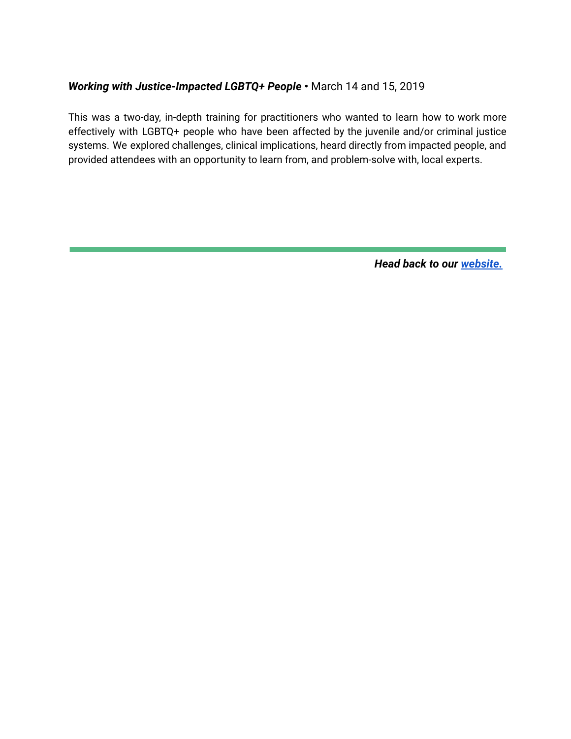***Working with Justice-Impacted LGBTQ+ People*** • March 14 and 15, 2019

This was a two-day, in-depth training for practitioners who wanted to learn how to work more effectively with LGBTQ+ people who have been affected by the juvenile and/or criminal justice systems. We explored challenges, clinical implications, heard directly from impacted people, and provided attendees with an opportunity to learn from, and problem-solve with, local experts.

---

***Head back to our website.***